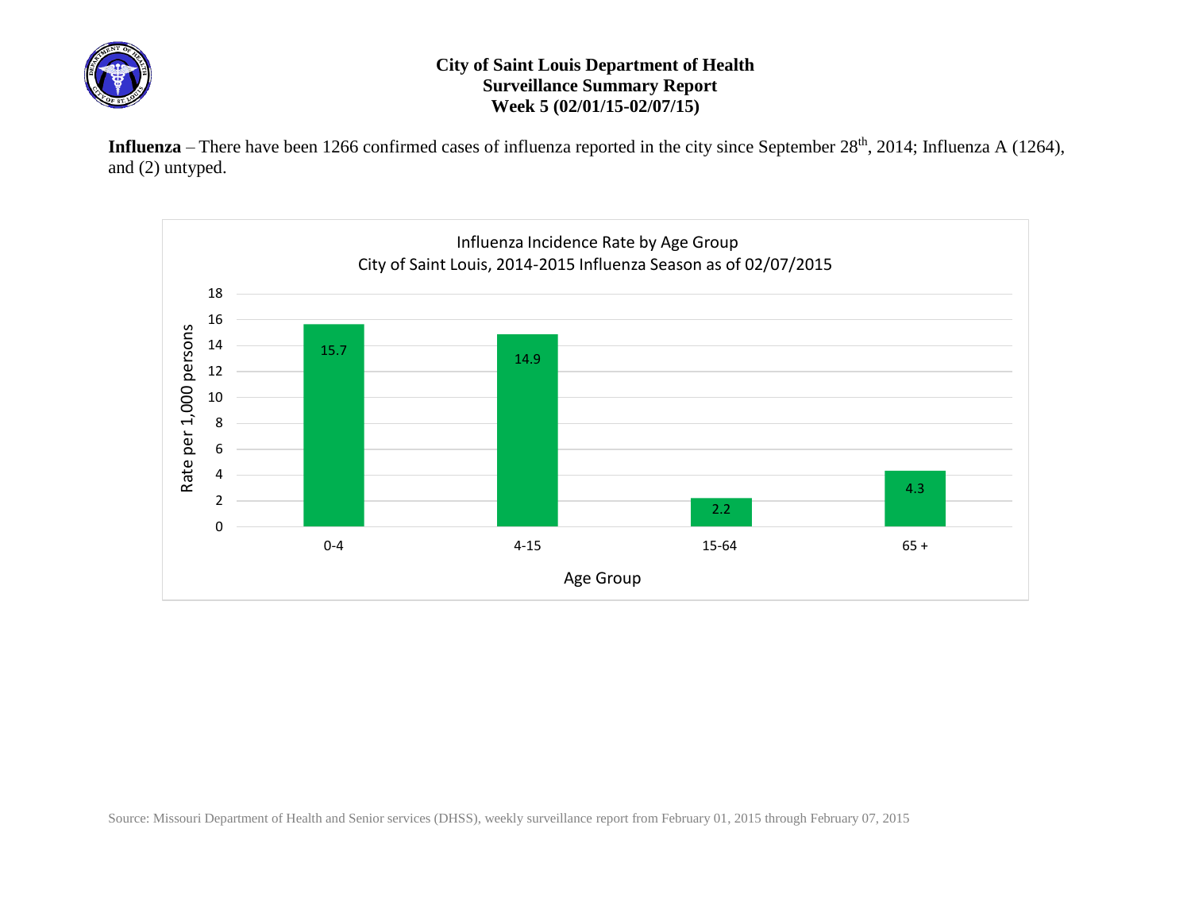# City of Saint Louis Department of Health
## Surveillance Summary Report
### Week 5 (02/01/15-02/07/15)

**Influenza** – There have been 1266 confirmed cases of influenza reported in the city since September 28th, 2014; Influenza A (1264), and (2) untyped.

**Influenza Incidence Rate by Age Group**
**City of Saint Louis, 2014-2015 Influenza Season as of 02/07/2015**

| Age Group | Rate per 1,000 persons |
|---|---|
| 0-4 | 15.7 |
| 4-15 | 14.9 |
| 15-64 | 2.2 |
| 65 + | 4.3 |

Source: Missouri Department of Health and Senior services (DHSS), weekly surveillance report from February 01, 2015 through February 07, 2015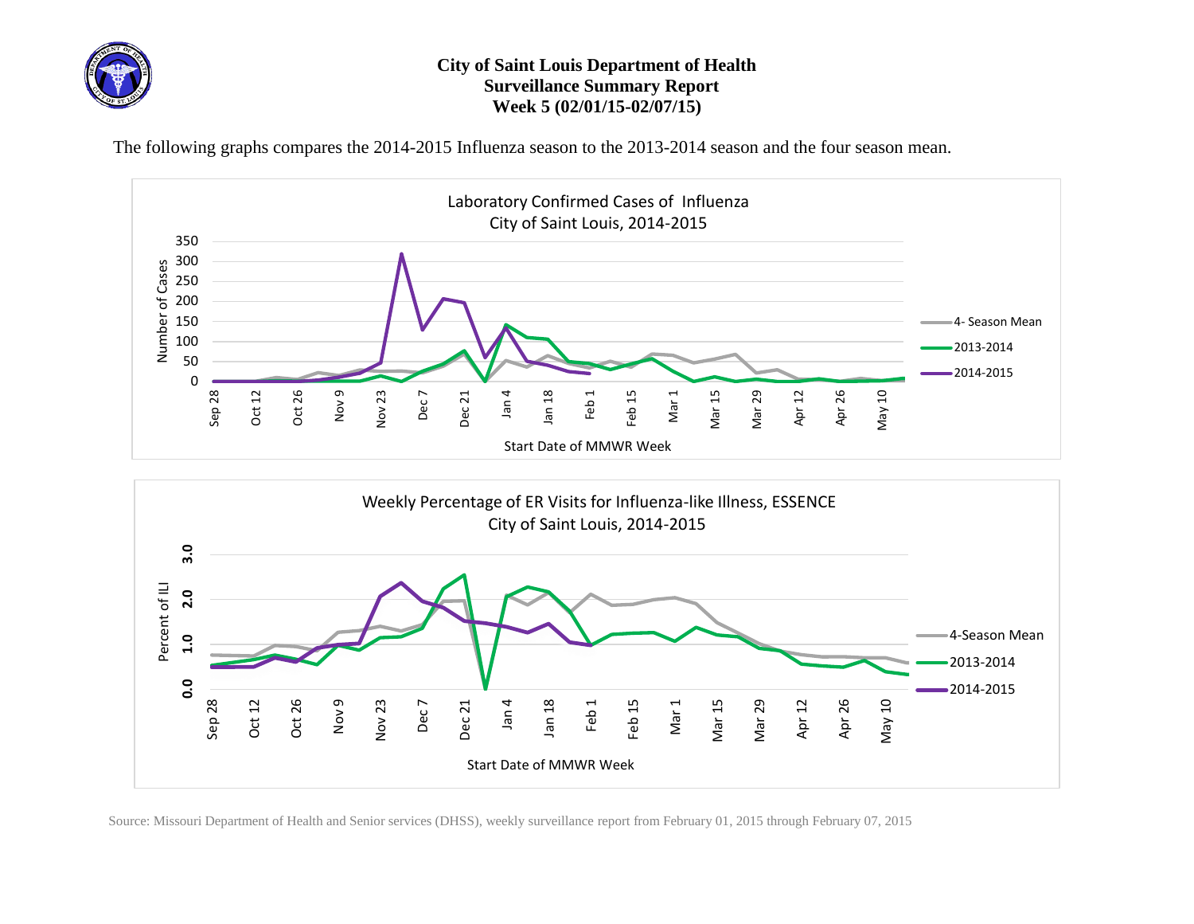# City of Saint Louis Department of Health
## Surveillance Summary Report
### Week 5 (02/01/15-02/07/15)

The following graphs compares the 2014-2015 Influenza season to the 2013-2014 season and the four season mean.

Laboratory Confirmed Cases of Influenza
City of Saint Louis, 2014-2015

Number of Cases

350
300
250
200
150
100
50
0

Sep 28
Oct 12
Oct 26
Nov 9
Nov 23
Dec 7
Dec 21
Jan 4
Jan 18
Feb 1
Feb 15
Mar 1
Mar 15
Mar 29
Apr 12
Apr 26
May 10

Start Date of MMWR Week

4- Season Mean
2013-2014
2014-2015

Weekly Percentage of ER Visits for Influenza-like Illness, ESSENCE
City of Saint Louis, 2014-2015

Percent of ILI

3.0
2.0
1.0
0.0

Sep 28
Oct 12
Oct 26
Nov 9
Nov 23
Dec 7
Dec 21
Jan 4
Jan 18
Feb 1
Feb 15
Mar 1
Mar 15
Mar 29
Apr 12
Apr 26
May 10

Start Date of MMWR Week

4-Season Mean
2013-2014
2014-2015

Source: Missouri Department of Health and Senior services (DHSS), weekly surveillance report from February 01, 2015 through February 07, 2015